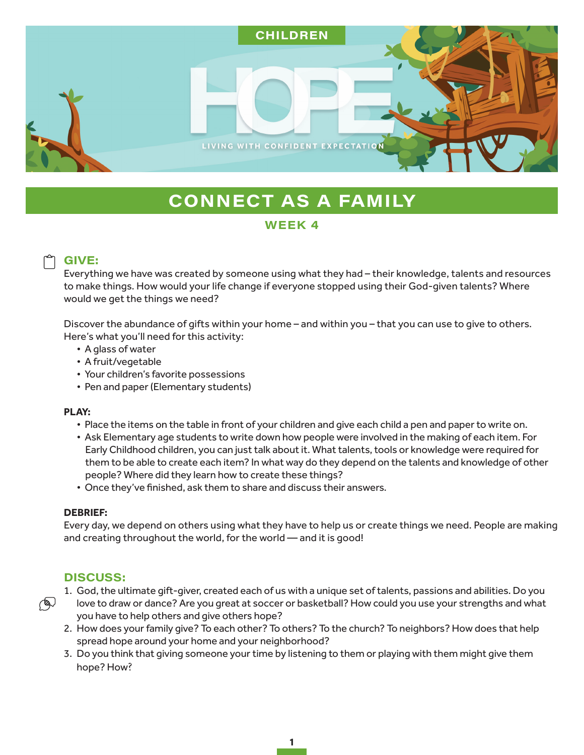CHILDREN

# HOPE

LIVING WITH CONFIDENT EXPECTATION

## CONNECT AS A FAMILY

### WEEK 4

### GIVE:

Everything we have was created by someone using what they had – their knowledge, talents and resources to make things. How would your life change if everyone stopped using their God-given talents? Where would we get the things we need?

Discover the abundance of gifts within your home – and within you – that you can use to give to others. Here's what you'll need for this activity:

- A glass of water
- A fruit/vegetable
- Your children's favorite possessions
- Pen and paper (Elementary students)

**PLAY:**

- Place the items on the table in front of your children and give each child a pen and paper to write on.
- Ask Elementary age students to write down how people were involved in the making of each item. For Early Childhood children, you can just talk about it. What talents, tools or knowledge were required for them to be able to create each item? In what way do they depend on the talents and knowledge of other people? Where did they learn how to create these things?
- Once they've finished, ask them to share and discuss their answers.

**DEBRIEF:**

Every day, we depend on others using what they have to help us or create things we need. People are making and creating throughout the world, for the world — and it is good!

### DISCUSS:

1. God, the ultimate gift-giver, created each of us with a unique set of talents, passions and abilities. Do you love to draw or dance? Are you great at soccer or basketball? How could you use your strengths and what you have to help others and give others hope?
2. How does your family give? To each other? To others? To the church? To neighbors? How does that help spread hope around your home and your neighborhood?
3. Do you think that giving someone your time by listening to them or playing with them might give them hope? How?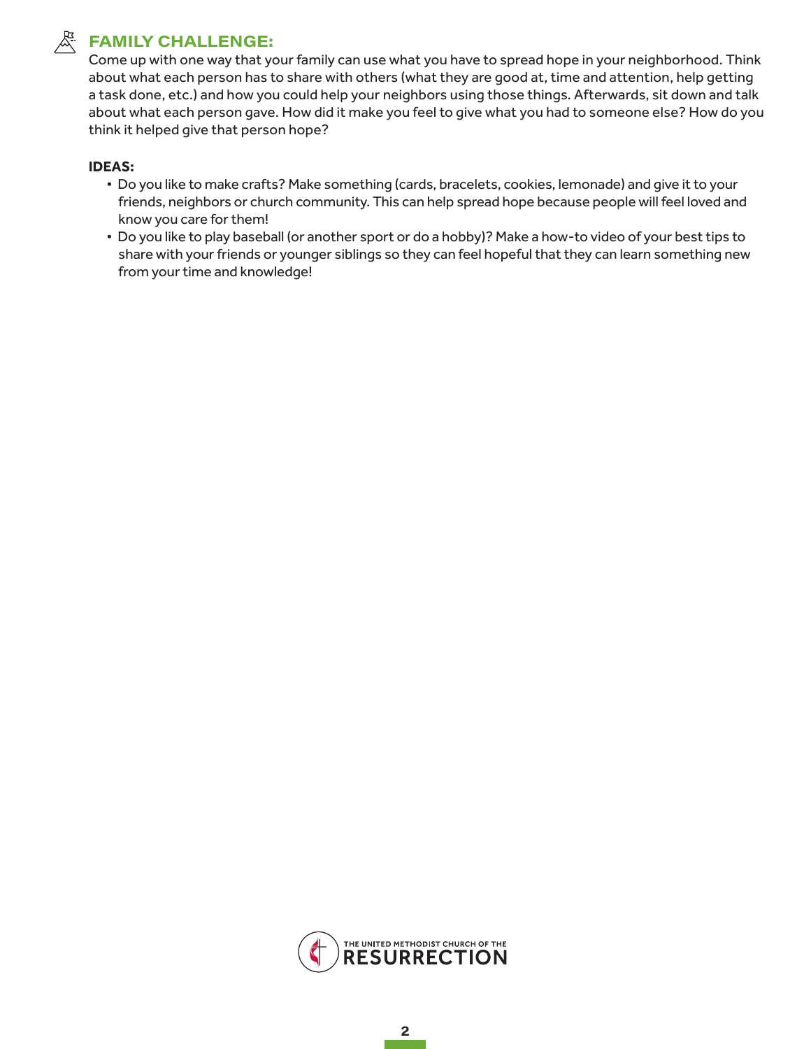## FAMILY CHALLENGE:

Come up with one way that your family can use what you have to spread hope in your neighborhood. Think about what each person has to share with others (what they are good at, time and attention, help getting a task done, etc.) and how you could help your neighbors using those things. Afterwards, sit down and talk about what each person gave. How did it make you feel to give what you had to someone else? How do you think it helped give that person hope?

**IDEAS:**

- Do you like to make crafts? Make something (cards, bracelets, cookies, lemonade) and give it to your friends, neighbors or church community. This can help spread hope because people will feel loved and know you care for them!
- Do you like to play baseball (or another sport or do a hobby)? Make a how-to video of your best tips to share with your friends or younger siblings so they can feel hopeful that they can learn something new from your time and knowledge!

THE UNITED METHODIST CHURCH OF THE RESURRECTION